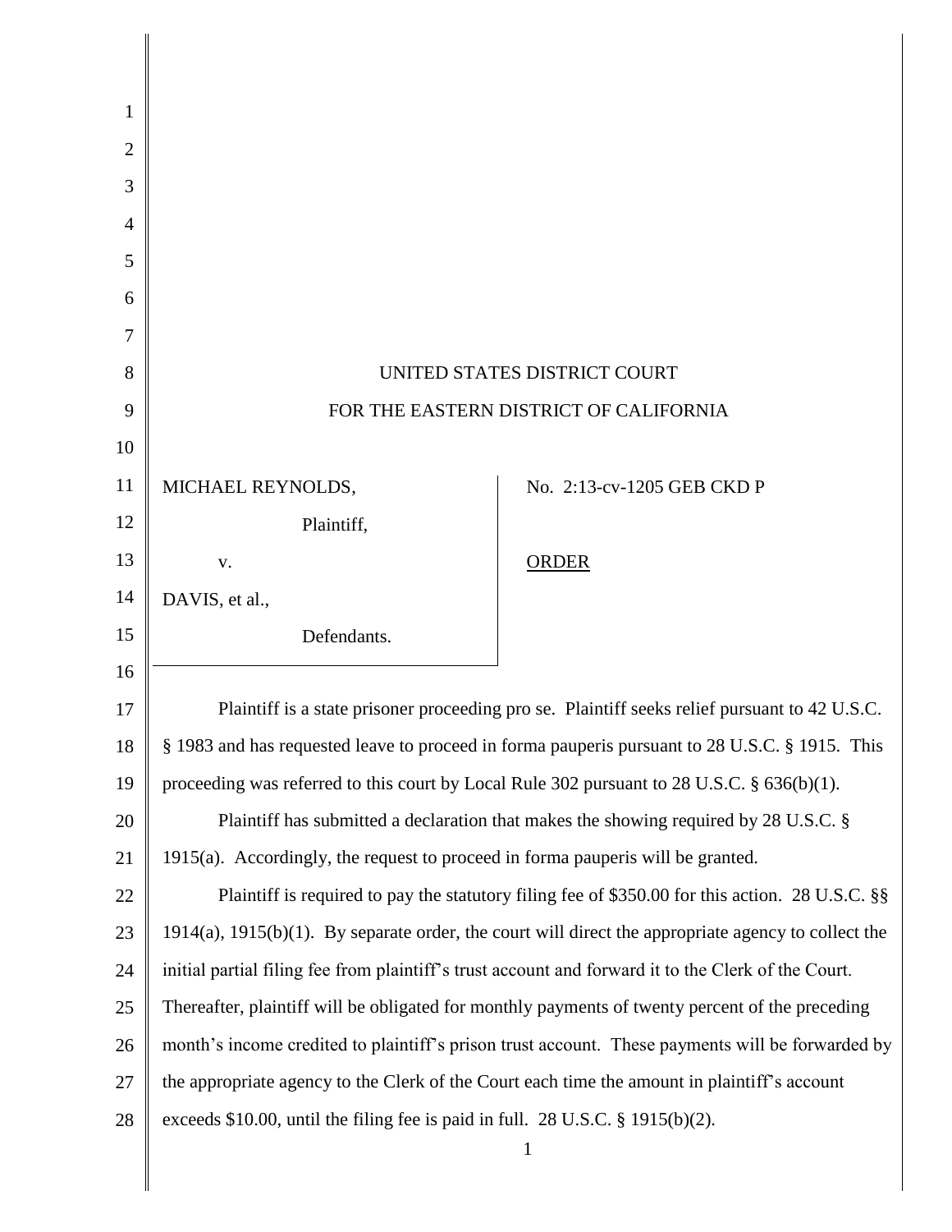UNITED STATES DISTRICT COURT

FOR THE EASTERN DISTRICT OF CALIFORNIA

| | |
|---|---|
| MICHAEL REYNOLDS,<br>Plaintiff,<br>v.<br>DAVIS, et al.,<br>Defendants. | No. 2:13-cv-1205 GEB CKD P<br><br>ORDER |

Plaintiff is a state prisoner proceeding pro se. Plaintiff seeks relief pursuant to 42 U.S.C. § 1983 and has requested leave to proceed in forma pauperis pursuant to 28 U.S.C. § 1915. This proceeding was referred to this court by Local Rule 302 pursuant to 28 U.S.C. § 636(b)(1).

Plaintiff has submitted a declaration that makes the showing required by 28 U.S.C. § 1915(a). Accordingly, the request to proceed in forma pauperis will be granted.

Plaintiff is required to pay the statutory filing fee of $350.00 for this action. 28 U.S.C. §§ 1914(a), 1915(b)(1). By separate order, the court will direct the appropriate agency to collect the initial partial filing fee from plaintiff's trust account and forward it to the Clerk of the Court. Thereafter, plaintiff will be obligated for monthly payments of twenty percent of the preceding month's income credited to plaintiff's prison trust account. These payments will be forwarded by the appropriate agency to the Clerk of the Court each time the amount in plaintiff's account exceeds $10.00, until the filing fee is paid in full. 28 U.S.C. § 1915(b)(2).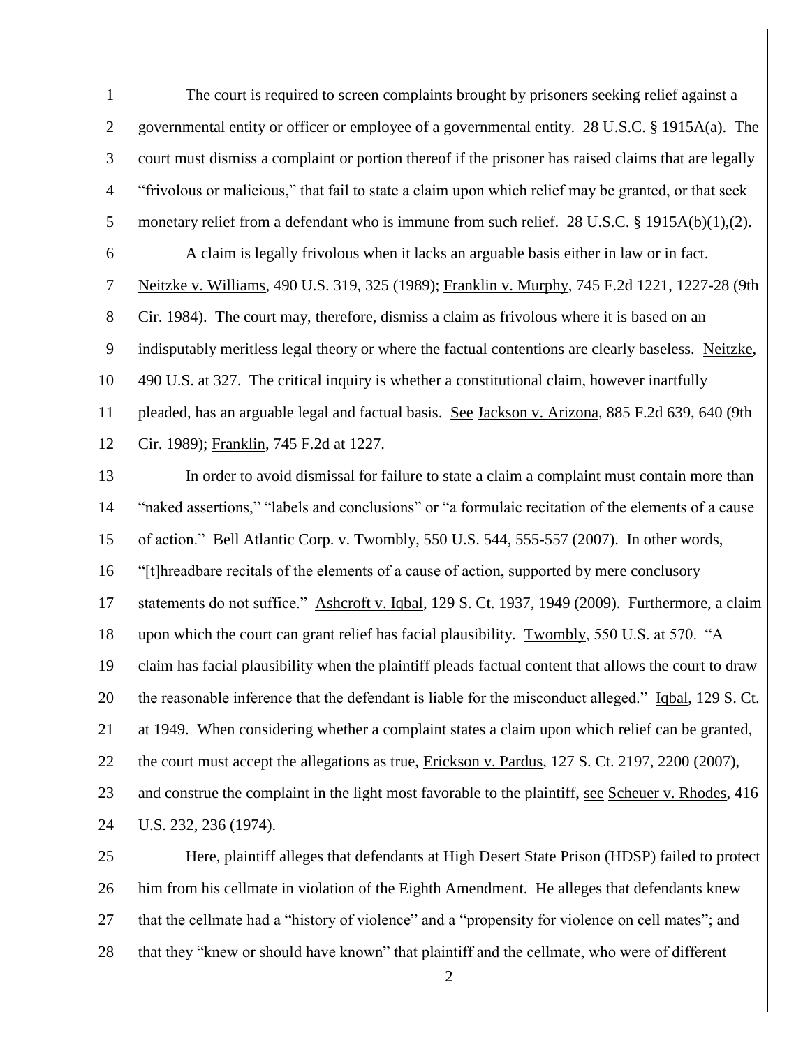The court is required to screen complaints brought by prisoners seeking relief against a governmental entity or officer or employee of a governmental entity. 28 U.S.C. § 1915A(a). The court must dismiss a complaint or portion thereof if the prisoner has raised claims that are legally "frivolous or malicious," that fail to state a claim upon which relief may be granted, or that seek monetary relief from a defendant who is immune from such relief. 28 U.S.C. § 1915A(b)(1),(2).

A claim is legally frivolous when it lacks an arguable basis either in law or in fact. Neitzke v. Williams, 490 U.S. 319, 325 (1989); Franklin v. Murphy, 745 F.2d 1221, 1227-28 (9th Cir. 1984). The court may, therefore, dismiss a claim as frivolous where it is based on an indisputably meritless legal theory or where the factual contentions are clearly baseless. Neitzke, 490 U.S. at 327. The critical inquiry is whether a constitutional claim, however inartfully pleaded, has an arguable legal and factual basis. See Jackson v. Arizona, 885 F.2d 639, 640 (9th Cir. 1989); Franklin, 745 F.2d at 1227.

In order to avoid dismissal for failure to state a claim a complaint must contain more than "naked assertions," "labels and conclusions" or "a formulaic recitation of the elements of a cause of action." Bell Atlantic Corp. v. Twombly, 550 U.S. 544, 555-557 (2007). In other words, "[t]hreadbare recitals of the elements of a cause of action, supported by mere conclusory statements do not suffice." Ashcroft v. Iqbal, 129 S. Ct. 1937, 1949 (2009). Furthermore, a claim upon which the court can grant relief has facial plausibility. Twombly, 550 U.S. at 570. "A claim has facial plausibility when the plaintiff pleads factual content that allows the court to draw the reasonable inference that the defendant is liable for the misconduct alleged." Iqbal, 129 S. Ct. at 1949. When considering whether a complaint states a claim upon which relief can be granted, the court must accept the allegations as true, Erickson v. Pardus, 127 S. Ct. 2197, 2200 (2007), and construe the complaint in the light most favorable to the plaintiff, see Scheuer v. Rhodes, 416 U.S. 232, 236 (1974).

Here, plaintiff alleges that defendants at High Desert State Prison (HDSP) failed to protect him from his cellmate in violation of the Eighth Amendment. He alleges that defendants knew that the cellmate had a "history of violence" and a "propensity for violence on cell mates"; and that they "knew or should have known" that plaintiff and the cellmate, who were of different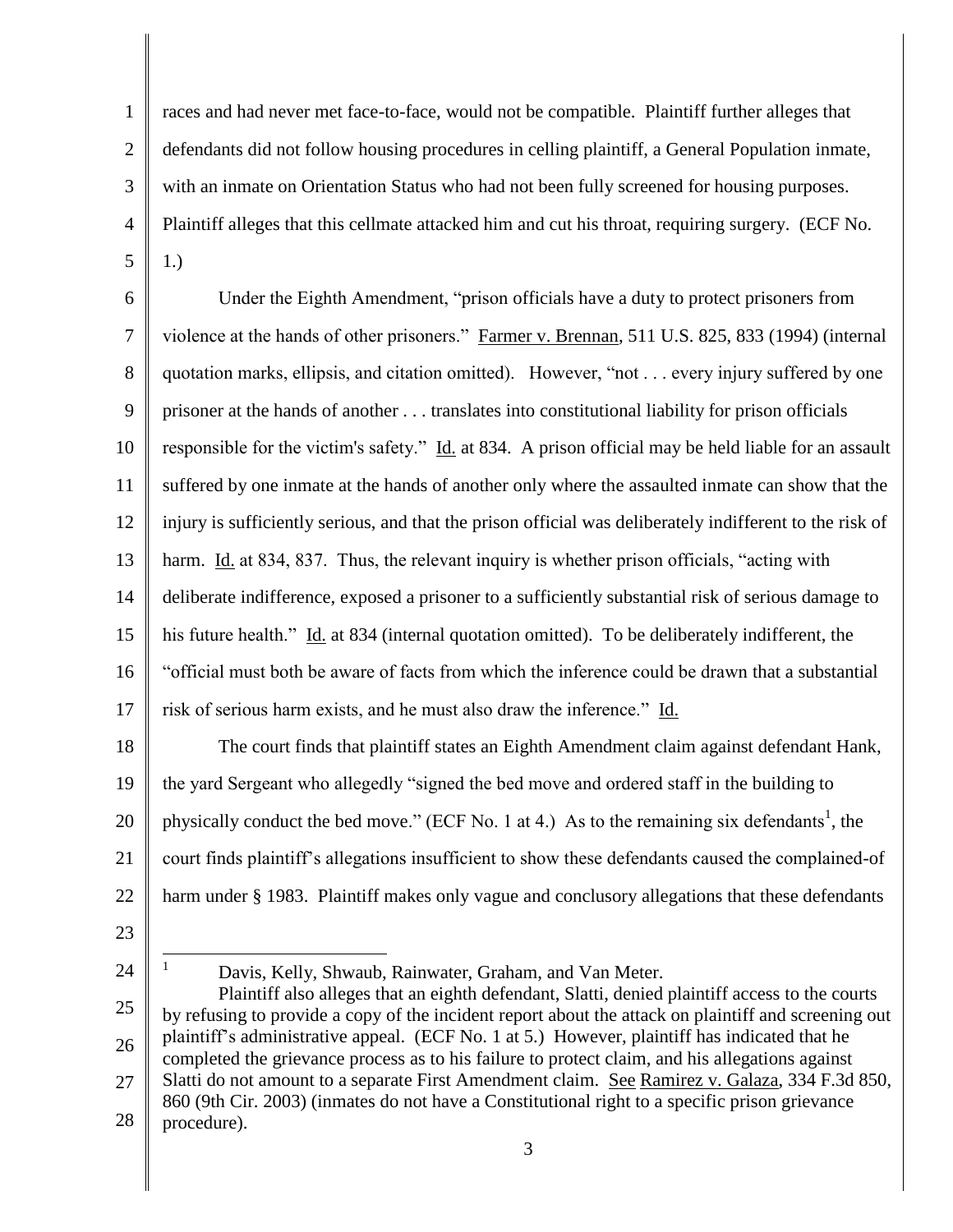races and had never met face-to-face, would not be compatible. Plaintiff further alleges that defendants did not follow housing procedures in celling plaintiff, a General Population inmate, with an inmate on Orientation Status who had not been fully screened for housing purposes. Plaintiff alleges that this cellmate attacked him and cut his throat, requiring surgery. (ECF No. 1.)

Under the Eighth Amendment, "prison officials have a duty to protect prisoners from violence at the hands of other prisoners." Farmer v. Brennan, 511 U.S. 825, 833 (1994) (internal quotation marks, ellipsis, and citation omitted). However, "not . . . every injury suffered by one prisoner at the hands of another . . . translates into constitutional liability for prison officials responsible for the victim's safety." Id. at 834. A prison official may be held liable for an assault suffered by one inmate at the hands of another only where the assaulted inmate can show that the injury is sufficiently serious, and that the prison official was deliberately indifferent to the risk of harm. Id. at 834, 837. Thus, the relevant inquiry is whether prison officials, "acting with deliberate indifference, exposed a prisoner to a sufficiently substantial risk of serious damage to his future health." Id. at 834 (internal quotation omitted). To be deliberately indifferent, the "official must both be aware of facts from which the inference could be drawn that a substantial risk of serious harm exists, and he must also draw the inference." Id.

The court finds that plaintiff states an Eighth Amendment claim against defendant Hank, the yard Sergeant who allegedly "signed the bed move and ordered staff in the building to physically conduct the bed move." (ECF No. 1 at 4.) As to the remaining six defendants[1], the court finds plaintiff's allegations insufficient to show these defendants caused the complained-of harm under § 1983. Plaintiff makes only vague and conclusory allegations that these defendants

---

[1] Davis, Kelly, Shwaub, Rainwater, Graham, and Van Meter.

Plaintiff also alleges that an eighth defendant, Slatti, denied plaintiff access to the courts by refusing to provide a copy of the incident report about the attack on plaintiff and screening out plaintiff's administrative appeal. (ECF No. 1 at 5.) However, plaintiff has indicated that he completed the grievance process as to his failure to protect claim, and his allegations against Slatti do not amount to a separate First Amendment claim. See Ramirez v. Galaza, 334 F.3d 850, 860 (9th Cir. 2003) (inmates do not have a Constitutional right to a specific prison grievance procedure).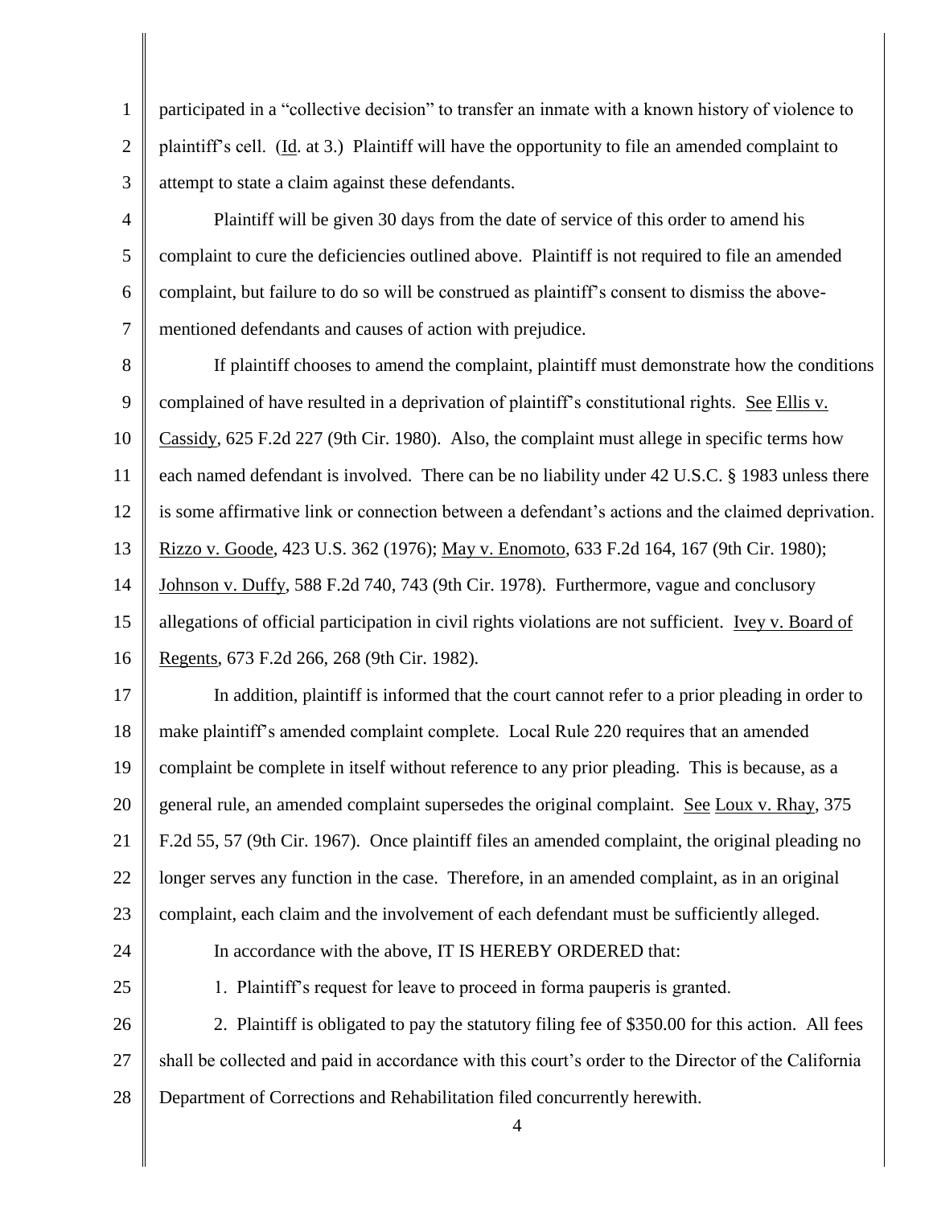participated in a "collective decision" to transfer an inmate with a known history of violence to plaintiff's cell. (Id. at 3.) Plaintiff will have the opportunity to file an amended complaint to attempt to state a claim against these defendants.

Plaintiff will be given 30 days from the date of service of this order to amend his complaint to cure the deficiencies outlined above. Plaintiff is not required to file an amended complaint, but failure to do so will be construed as plaintiff's consent to dismiss the above-mentioned defendants and causes of action with prejudice.

If plaintiff chooses to amend the complaint, plaintiff must demonstrate how the conditions complained of have resulted in a deprivation of plaintiff's constitutional rights. See Ellis v. Cassidy, 625 F.2d 227 (9th Cir. 1980). Also, the complaint must allege in specific terms how each named defendant is involved. There can be no liability under 42 U.S.C. § 1983 unless there is some affirmative link or connection between a defendant's actions and the claimed deprivation. Rizzo v. Goode, 423 U.S. 362 (1976); May v. Enomoto, 633 F.2d 164, 167 (9th Cir. 1980); Johnson v. Duffy, 588 F.2d 740, 743 (9th Cir. 1978). Furthermore, vague and conclusory allegations of official participation in civil rights violations are not sufficient. Ivey v. Board of Regents, 673 F.2d 266, 268 (9th Cir. 1982).

In addition, plaintiff is informed that the court cannot refer to a prior pleading in order to make plaintiff's amended complaint complete. Local Rule 220 requires that an amended complaint be complete in itself without reference to any prior pleading. This is because, as a general rule, an amended complaint supersedes the original complaint. See Loux v. Rhay, 375 F.2d 55, 57 (9th Cir. 1967). Once plaintiff files an amended complaint, the original pleading no longer serves any function in the case. Therefore, in an amended complaint, as in an original complaint, each claim and the involvement of each defendant must be sufficiently alleged.

In accordance with the above, IT IS HEREBY ORDERED that:

1. Plaintiff's request for leave to proceed in forma pauperis is granted.

2. Plaintiff is obligated to pay the statutory filing fee of $350.00 for this action. All fees shall be collected and paid in accordance with this court's order to the Director of the California Department of Corrections and Rehabilitation filed concurrently herewith.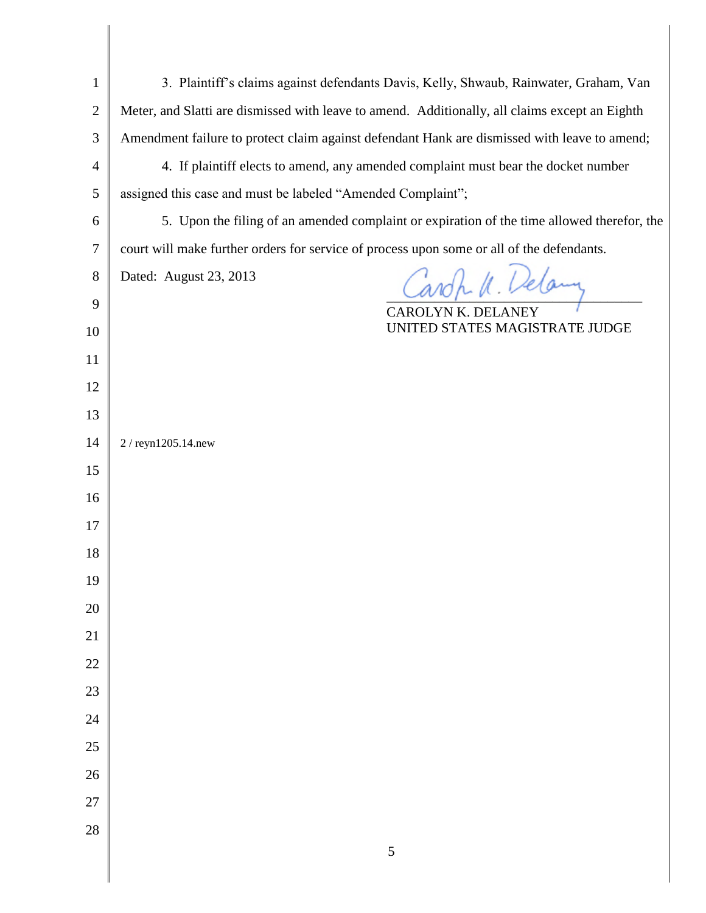3. Plaintiff's claims against defendants Davis, Kelly, Shwaub, Rainwater, Graham, Van Meter, and Slatti are dismissed with leave to amend. Additionally, all claims except an Eighth Amendment failure to protect claim against defendant Hank are dismissed with leave to amend;

4. If plaintiff elects to amend, any amended complaint must bear the docket number assigned this case and must be labeled "Amended Complaint";

5. Upon the filing of an amended complaint or expiration of the time allowed therefor, the court will make further orders for service of process upon some or all of the defendants.

Dated: August 23, 2013

CAROLYN K. DELANEY
UNITED STATES MAGISTRATE JUDGE

2 / reyn1205.14.new